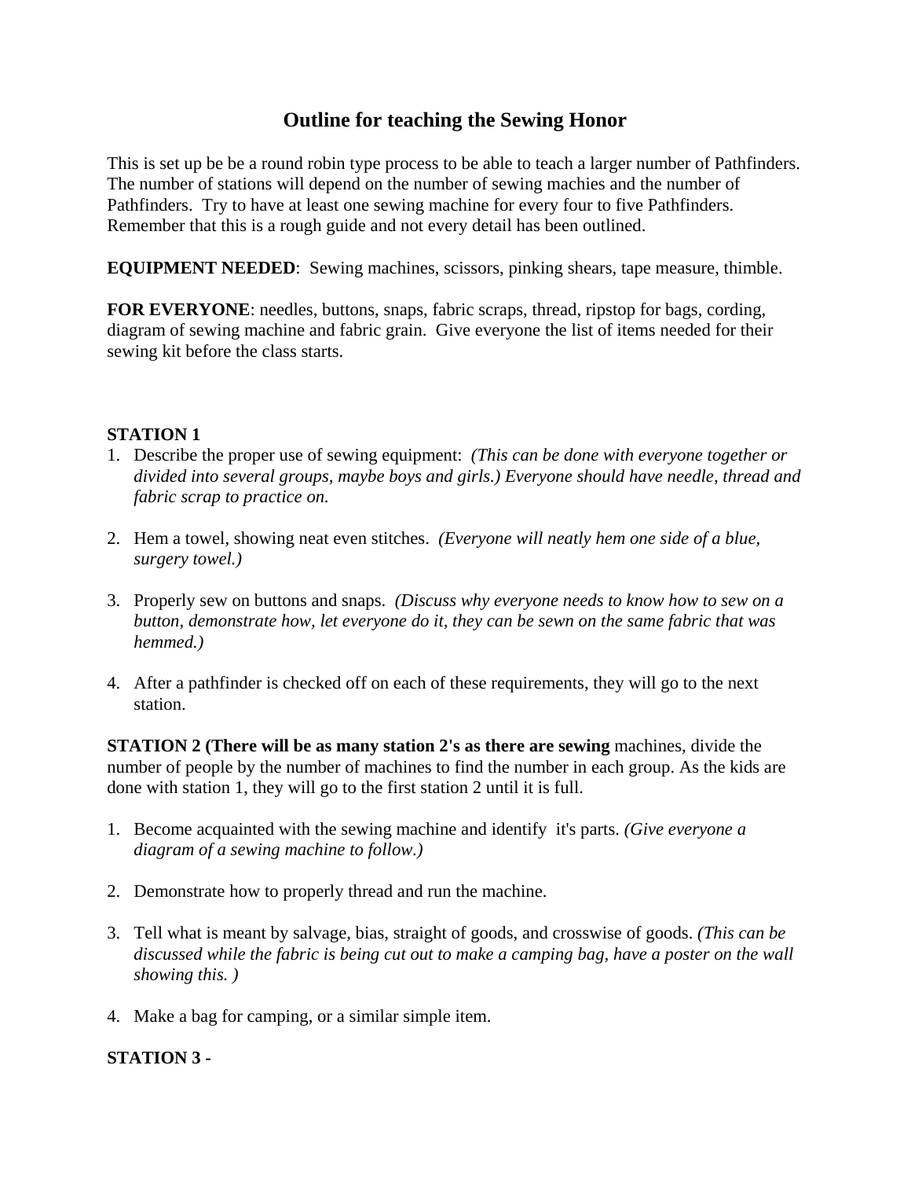# Outline for teaching the Sewing Honor

This is set up be be a round robin type process to be able to teach a larger number of Pathfinders. The number of stations will depend on the number of sewing machies and the number of Pathfinders. Try to have at least one sewing machine for every four to five Pathfinders. Remember that this is a rough guide and not every detail has been outlined.

**EQUIPMENT NEEDED**: Sewing machines, scissors, pinking shears, tape measure, thimble.

**FOR EVERYONE**: needles, buttons, snaps, fabric scraps, thread, ripstop for bags, cording, diagram of sewing machine and fabric grain. Give everyone the list of items needed for their sewing kit before the class starts.

**STATION 1**

1. Describe the proper use of sewing equipment: *(This can be done with everyone together or divided into several groups, maybe boys and girls.) Everyone should have needle, thread and fabric scrap to practice on.*

2. Hem a towel, showing neat even stitches. *(Everyone will neatly hem one side of a blue, surgery towel.)*

3. Properly sew on buttons and snaps. *(Discuss why everyone needs to know how to sew on a button, demonstrate how, let everyone do it, they can be sewn on the same fabric that was hemmed.)*

4. After a pathfinder is checked off on each of these requirements, they will go to the next station.

**STATION 2 (There will be as many station 2's as there are sewing** machines, divide the number of people by the number of machines to find the number in each group. As the kids are done with station 1, they will go to the first station 2 until it is full.

1. Become acquainted with the sewing machine and identify it's parts. *(Give everyone a diagram of a sewing machine to follow.)*

2. Demonstrate how to properly thread and run the machine.

3. Tell what is meant by salvage, bias, straight of goods, and crosswise of goods. *(This can be discussed while the fabric is being cut out to make a camping bag, have a poster on the wall showing this. )*

4. Make a bag for camping, or a similar simple item.

**STATION 3 -**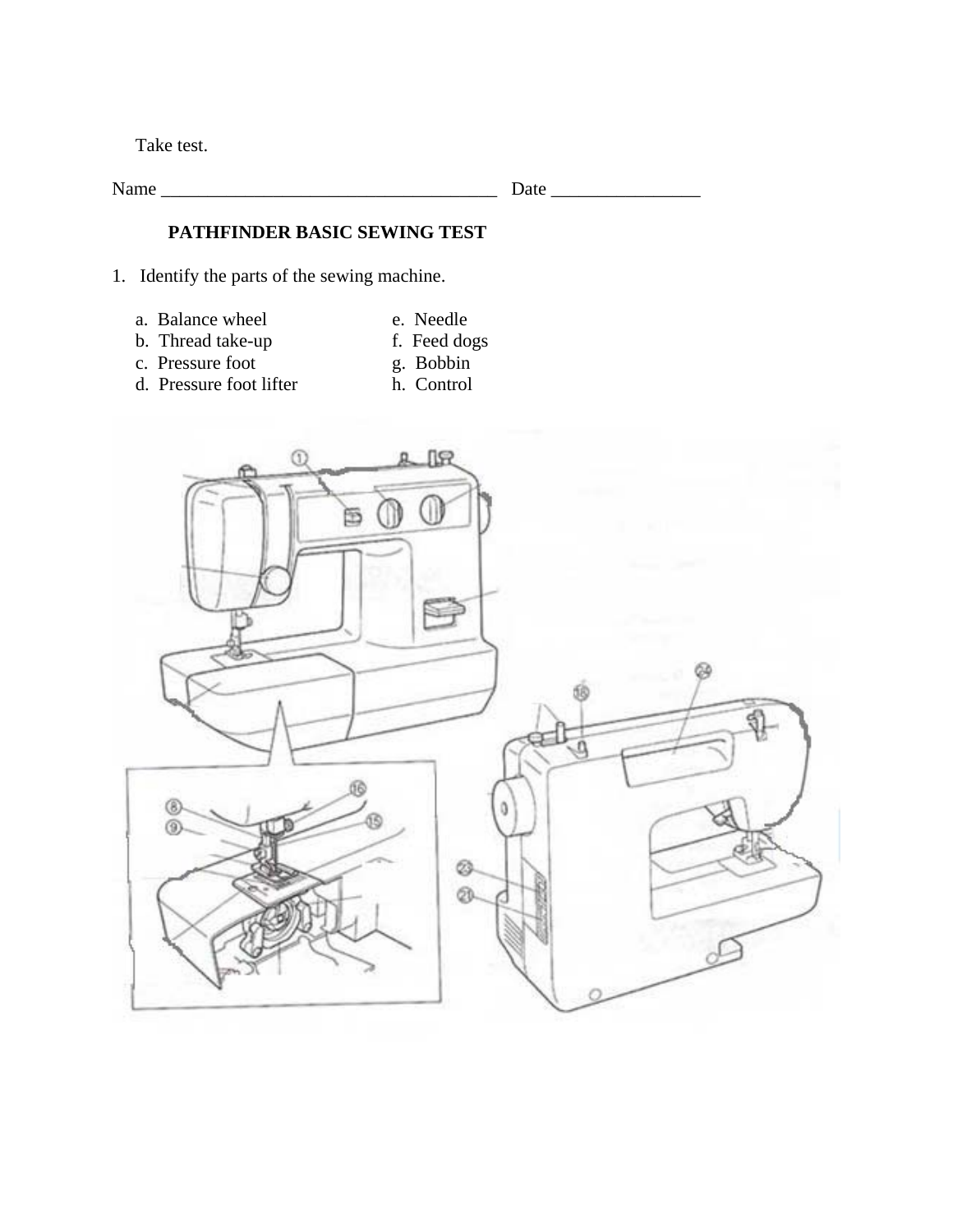Take test.

Name _____________________________________ Date ________________

**PATHFINDER BASIC SEWING TEST**

1. Identify the parts of the sewing machine.

a. Balance wheel
b. Thread take-up
c. Pressure foot
d. Pressure foot lifter
e. Needle
f. Feed dogs
g. Bobbin
h. Control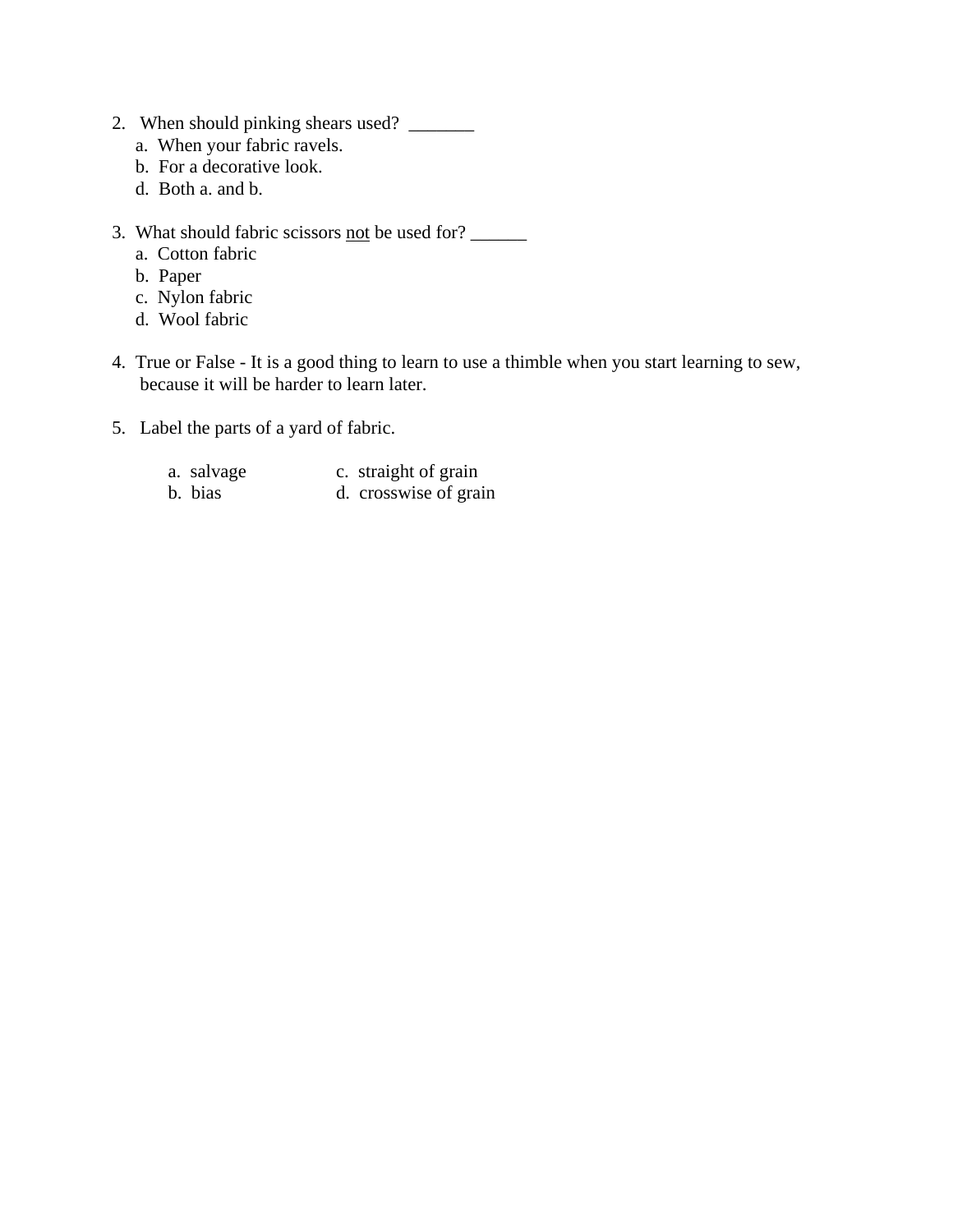2. When should pinking shears used? _______
   a. When your fabric ravels.
   b. For a decorative look.
   d. Both a. and b.

3. What should fabric scissors <u>not</u> be used for? ______
   a. Cotton fabric
   b. Paper
   c. Nylon fabric
   d. Wool fabric

4. True or False - It is a good thing to learn to use a thimble when you start learning to sew, because it will be harder to learn later.

5. Label the parts of a yard of fabric.

   a. salvage  c. straight of grain
   b. bias  d. crosswise of grain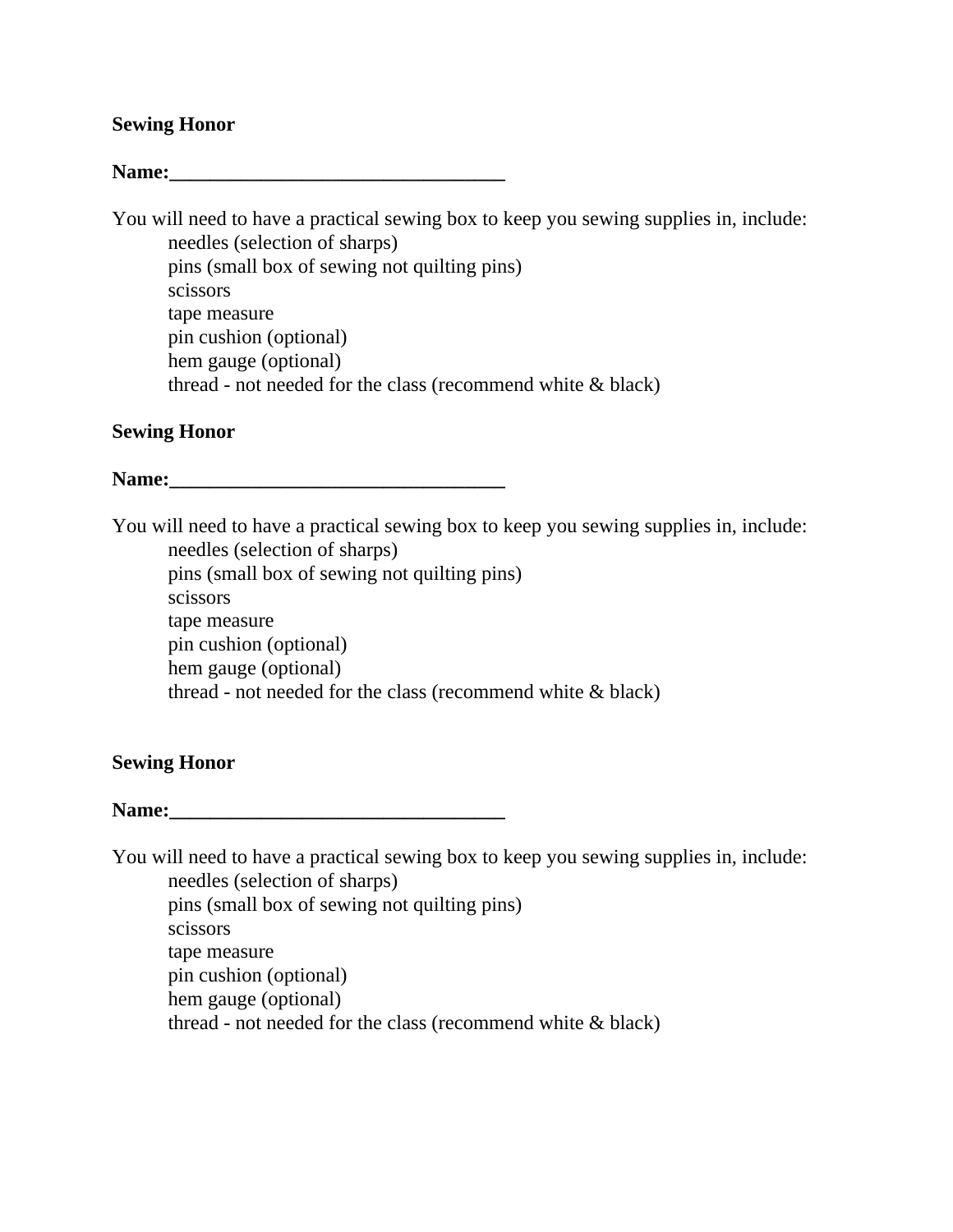**Sewing Honor**

**Name:\_\_\_\_\_\_\_\_\_\_\_\_\_\_\_\_\_\_\_\_\_\_\_\_\_\_\_\_\_\_\_\_\_\_**

You will need to have a practical sewing box to keep you sewing supplies in, include:

- needles (selection of sharps)
- pins (small box of sewing not quilting pins)
- scissors
- tape measure
- pin cushion (optional)
- hem gauge (optional)
- thread - not needed for the class (recommend white & black)

**Sewing Honor**

**Name:\_\_\_\_\_\_\_\_\_\_\_\_\_\_\_\_\_\_\_\_\_\_\_\_\_\_\_\_\_\_\_\_\_\_**

You will need to have a practical sewing box to keep you sewing supplies in, include:

- needles (selection of sharps)
- pins (small box of sewing not quilting pins)
- scissors
- tape measure
- pin cushion (optional)
- hem gauge (optional)
- thread - not needed for the class (recommend white & black)

**Sewing Honor**

**Name:\_\_\_\_\_\_\_\_\_\_\_\_\_\_\_\_\_\_\_\_\_\_\_\_\_\_\_\_\_\_\_\_\_\_**

You will need to have a practical sewing box to keep you sewing supplies in, include:

- needles (selection of sharps)
- pins (small box of sewing not quilting pins)
- scissors
- tape measure
- pin cushion (optional)
- hem gauge (optional)
- thread - not needed for the class (recommend white & black)